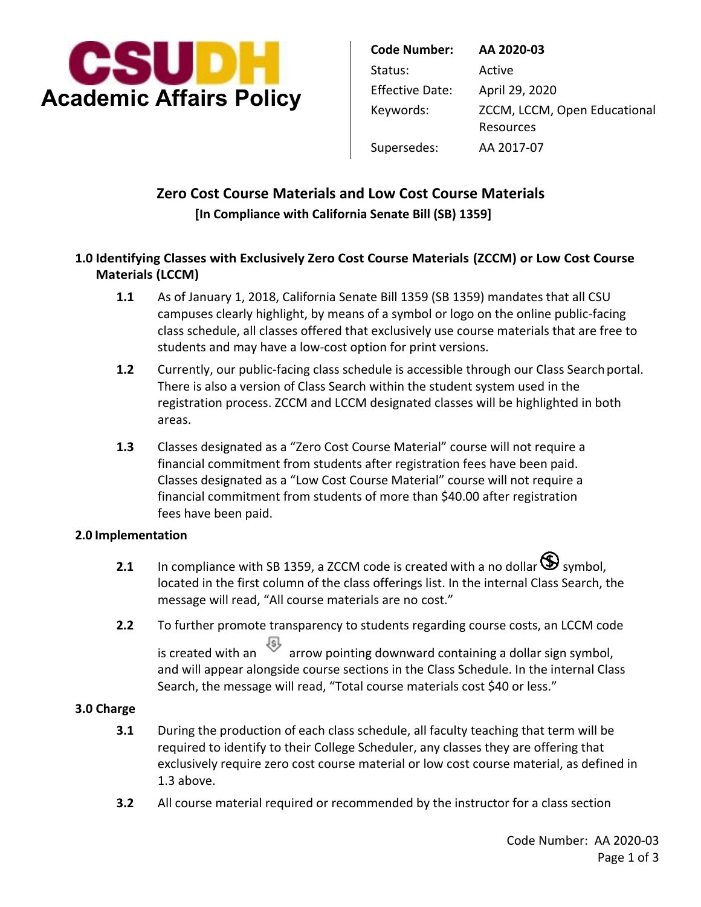**CSUDH Academic Affairs Policy**

| | |
|---|---|
| **Code Number:** | **AA 2020-03** |
| Status: | Active |
| Effective Date: | April 29, 2020 |
| Keywords: | ZCCM, LCCM, Open Educational Resources |
| Supersedes: | AA 2017-07 |

# Zero Cost Course Materials and Low Cost Course Materials

**[In Compliance with California Senate Bill (SB) 1359]**

## 1.0 Identifying Classes with Exclusively Zero Cost Course Materials (ZCCM) or Low Cost Course Materials (LCCM)

**1.1** As of January 1, 2018, California Senate Bill 1359 (SB 1359) mandates that all CSU campuses clearly highlight, by means of a symbol or logo on the online public-facing class schedule, all classes offered that exclusively use course materials that are free to students and may have a low-cost option for print versions.

**1.2** Currently, our public-facing class schedule is accessible through our Class Search portal. There is also a version of Class Search within the student system used in the registration process. ZCCM and LCCM designated classes will be highlighted in both areas.

**1.3** Classes designated as a "Zero Cost Course Material" course will not require a financial commitment from students after registration fees have been paid. Classes designated as a "Low Cost Course Material" course will not require a financial commitment from students of more than $40.00 after registration fees have been paid.

## 2.0 Implementation

**2.1** In compliance with SB 1359, a ZCCM code is created with a no dollar symbol, located in the first column of the class offerings list. In the internal Class Search, the message will read, "All course materials are no cost."

**2.2** To further promote transparency to students regarding course costs, an LCCM code is created with an arrow pointing downward containing a dollar sign symbol, and will appear alongside course sections in the Class Schedule. In the internal Class Search, the message will read, "Total course materials cost $40 or less."

## 3.0 Charge

**3.1** During the production of each class schedule, all faculty teaching that term will be required to identify to their College Scheduler, any classes they are offering that exclusively require zero cost course material or low cost course material, as defined in 1.3 above.

**3.2** All course material required or recommended by the instructor for a class section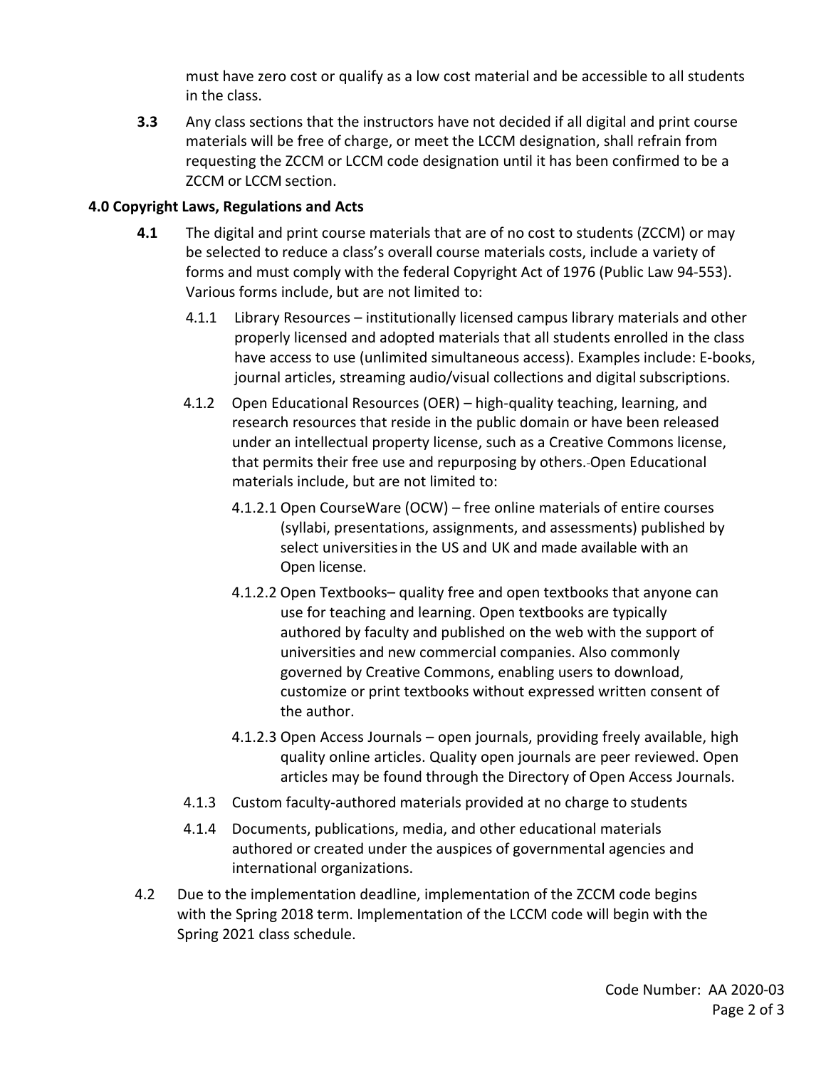must have zero cost or qualify as a low cost material and be accessible to all students in the class.

**3.3** Any class sections that the instructors have not decided if all digital and print course materials will be free of charge, or meet the LCCM designation, shall refrain from requesting the ZCCM or LCCM code designation until it has been confirmed to be a ZCCM or LCCM section.

**4.0 Copyright Laws, Regulations and Acts**

**4.1** The digital and print course materials that are of no cost to students (ZCCM) or may be selected to reduce a class's overall course materials costs, include a variety of forms and must comply with the federal Copyright Act of 1976 (Public Law 94-553). Various forms include, but are not limited to:

4.1.1 Library Resources – institutionally licensed campus library materials and other properly licensed and adopted materials that all students enrolled in the class have access to use (unlimited simultaneous access). Examples include: E-books, journal articles, streaming audio/visual collections and digital subscriptions.

4.1.2 Open Educational Resources (OER) – high-quality teaching, learning, and research resources that reside in the public domain or have been released under an intellectual property license, such as a Creative Commons license, that permits their free use and repurposing by others. Open Educational materials include, but are not limited to:

4.1.2.1 Open CourseWare (OCW) – free online materials of entire courses (syllabi, presentations, assignments, and assessments) published by select universities in the US and UK and made available with an Open license.

4.1.2.2 Open Textbooks– quality free and open textbooks that anyone can use for teaching and learning. Open textbooks are typically authored by faculty and published on the web with the support of universities and new commercial companies. Also commonly governed by Creative Commons, enabling users to download, customize or print textbooks without expressed written consent of the author.

4.1.2.3 Open Access Journals – open journals, providing freely available, high quality online articles. Quality open journals are peer reviewed. Open articles may be found through the Directory of Open Access Journals.

4.1.3 Custom faculty-authored materials provided at no charge to students

4.1.4 Documents, publications, media, and other educational materials authored or created under the auspices of governmental agencies and international organizations.

4.2 Due to the implementation deadline, implementation of the ZCCM code begins with the Spring 2018 term. Implementation of the LCCM code will begin with the Spring 2021 class schedule.

Code Number: AA 2020-03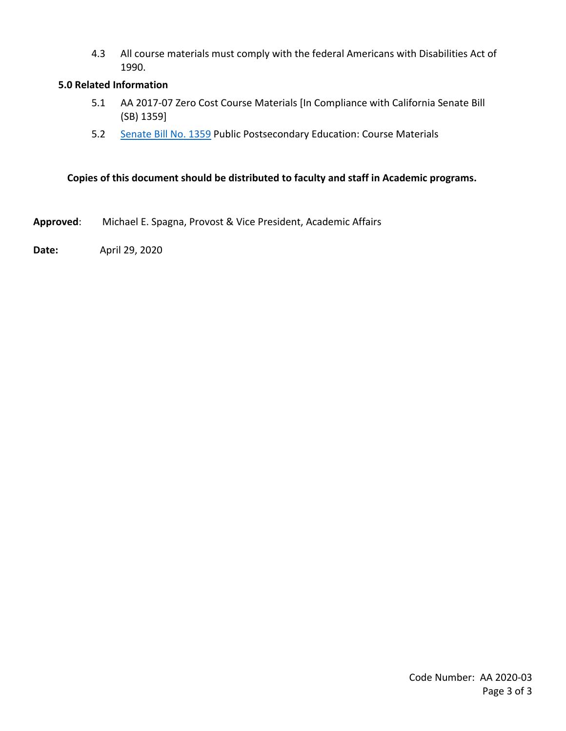4.3 All course materials must comply with the federal Americans with Disabilities Act of 1990.

**5.0 Related Information**

5.1 AA 2017-07 Zero Cost Course Materials [In Compliance with California Senate Bill (SB) 1359]

5.2 Senate Bill No. 1359 Public Postsecondary Education: Course Materials

**Copies of this document should be distributed to faculty and staff in Academic programs.**

**Approved**: Michael E. Spagna, Provost & Vice President, Academic Affairs

**Date:** April 29, 2020

Code Number: AA 2020-03